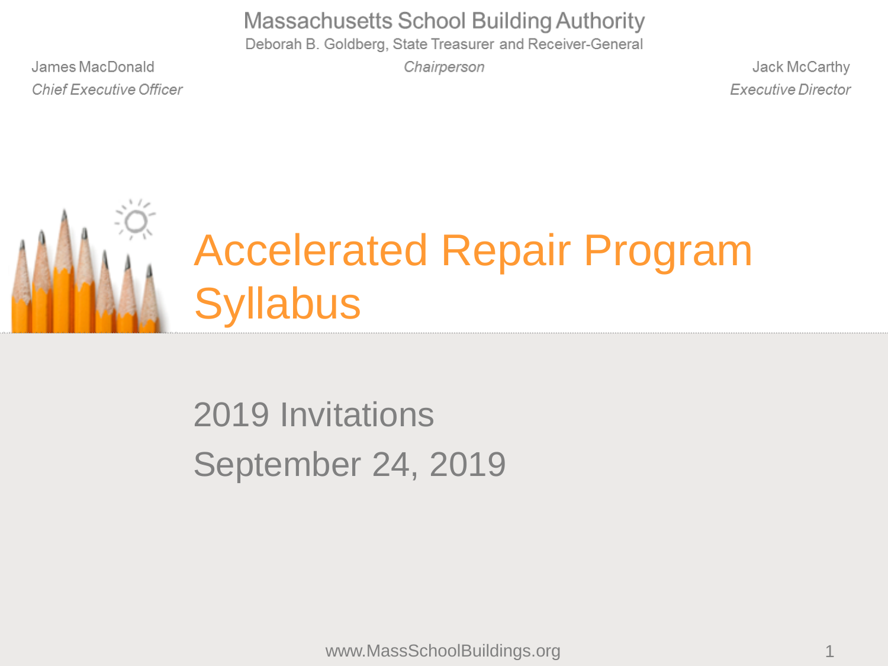Massachusetts School Building Authority

Deborah B. Goldberg, State Treasurer and Receiver-General

*Chairperson*

James MacDonald
*Chief Executive Officer*

Jack McCarthy
*Executive Director*

# Accelerated Repair Program Syllabus

## 2019 Invitations
## September 24, 2019

www.MassSchoolBuildings.org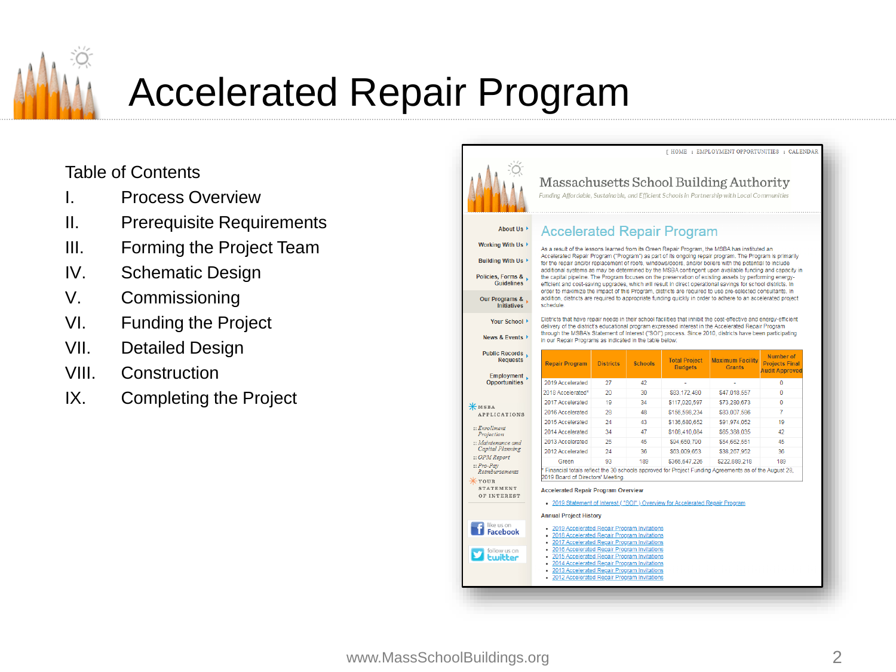# Accelerated Repair Program

Table of Contents

I. Process Overview
II. Prerequisite Requirements
III. Forming the Project Team
IV. Schematic Design
V. Commissioning
VI. Funding the Project
VII. Detailed Design
VIII. Construction
IX. Completing the Project

[ HOME : EMPLOYMENT OPPORTUNITIES : CALENDAR

Massachusetts School Building Authority

*Funding Affordable, Sustainable, and Efficient Schools in Partnership with Local Communities*

About Us
Working With Us
Building With Us
Policies, Forms & Guidelines
Our Programs & Initiatives
Your School
News & Events
Public Records Requests
Employment Opportunities

MSBA APPLICATIONS
:: *Enrollment Projection*
:: *Maintenance and Capital Planning*
:: *OPM Report*
:: *Pro-Pay Reimbursements*

YOUR STATEMENT OF INTEREST

like us on Facebook
follow us on twitter

## Accelerated Repair Program

As a result of the lessons learned from its Green Repair Program, the MSBA has instituted an Accelerated Repair Program ("Program") as part of its ongoing repair program. The Program is primarily for the repair and/or replacement of roofs, windows/doors, and/or boilers with the potential to include additional systems as may be determined by the MSBA contingent upon available funding and capacity in the capital pipeline. The Program focuses on the preservation of existing assets by performing energy-efficient and cost-saving upgrades, which will result in direct operational savings for school districts. In order to maximize the impact of this Program, districts are required to use pre-selected consultants. In addition, districts are required to appropriate funding quickly in order to adhere to an accelerated project schedule.

Districts that have repair needs in their school facilities that inhibit the cost-effective and energy-efficient delivery of the district's educational program expressed interest in the Accelerated Repair Program through the MSBA's Statement of Interest ("SOI") process. Since 2010, districts have been participating in our Repair Programs as indicated in the table below:

| Repair Program | Districts | Schools | Total Project Budgets | Maximum Facility Grants | Number of Projects Final Audit Approved |
|---|---|---|---|---|---|
| 2019 Accelerated | 27 | 42 | - | - | 0 |
| 2018 Accelerated* | 20 | 30 | $83,172,490 | $47,018,557 | 0 |
| 2017 Accelerated | 19 | 34 | $117,020,597 | $73,290,673 | 0 |
| 2016 Accelerated | 28 | 48 | $156,598,234 | $93,007,586 | 7 |
| 2015 Accelerated | 24 | 43 | $136,680,652 | $91,974,052 | 19 |
| 2014 Accelerated | 34 | 47 | $108,410,084 | $65,368,035 | 42 |
| 2013 Accelerated | 25 | 45 | $94,650,790 | $54,652,551 | 45 |
| 2012 Accelerated | 24 | 36 | $63,009,653 | $38,267,952 | 36 |
| Green | 93 | 189 | $366,647,226 | $222,889,218 | 189 |

* Financial totals reflect the 30 schools approved for Project Funding Agreements as of the August 28, 2019 Board of Directors' Meeting.

Accelerated Repair Program Overview

- 2019 Statement of Interest ("SOI") Overview for Accelerated Repair Program

Annual Project History

- 2019 Accelerated Repair Program Invitations
- 2018 Accelerated Repair Program Invitations
- 2017 Accelerated Repair Program Invitations
- 2016 Accelerated Repair Program Invitations
- 2015 Accelerated Repair Program Invitations
- 2014 Accelerated Repair Program Invitations
- 2013 Accelerated Repair Program Invitations
- 2012 Accelerated Repair Program Invitations

www.MassSchoolBuildings.org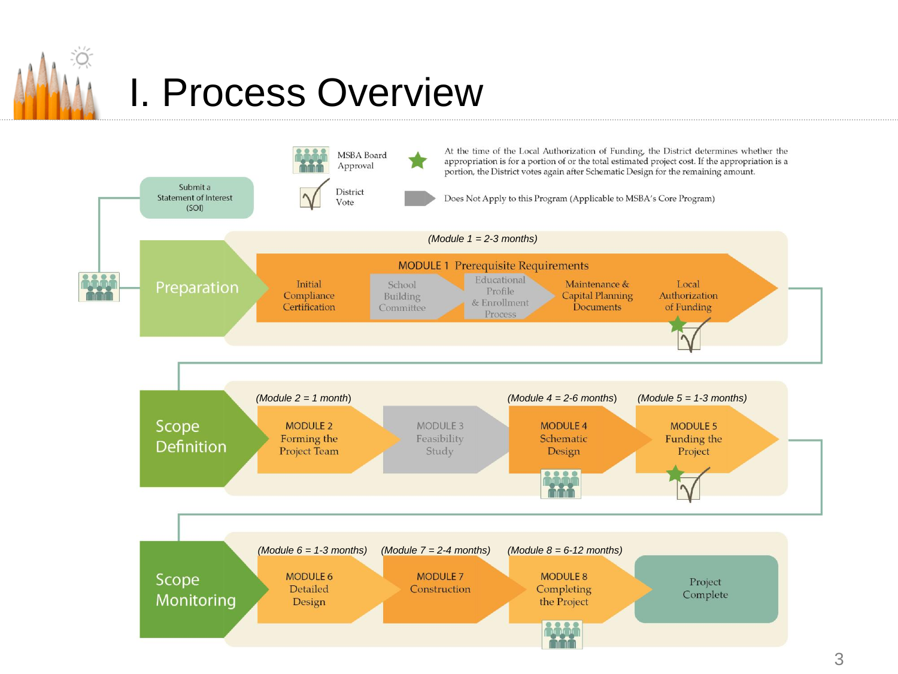# I. Process Overview

**Legend:**

- MSBA Board Approval
- District Vote
- ★ At the time of the Local Authorization of Funding, the District determines whether the appropriation is for a portion of or the total estimated project cost. If the appropriation is a portion, the District votes again after Schematic Design for the remaining amount.
- Does Not Apply to this Program (Applicable to MSBA's Core Program)

Submit a Statement of Interest (SOI)

## Preparation

*(Module 1 = 2-3 months)*

MODULE 1 Prerequisite Requirements

- Initial Compliance Certification
- School Building Committee
- Educational Profile & Enrollment Process
- Maintenance & Capital Planning Documents
- Local Authorization of Funding

## Scope Definition

- *(Module 2 = 1 month)* MODULE 2 Forming the Project Team
- MODULE 3 Feasibility Study
- *(Module 4 = 2-6 months)* MODULE 4 Schematic Design
- *(Module 5 = 1-3 months)* MODULE 5 Funding the Project

## Scope Monitoring

- *(Module 6 = 1-3 months)* MODULE 6 Detailed Design
- *(Module 7 = 2-4 months)* MODULE 7 Construction
- *(Module 8 = 6-12 months)* MODULE 8 Completing the Project
- Project Complete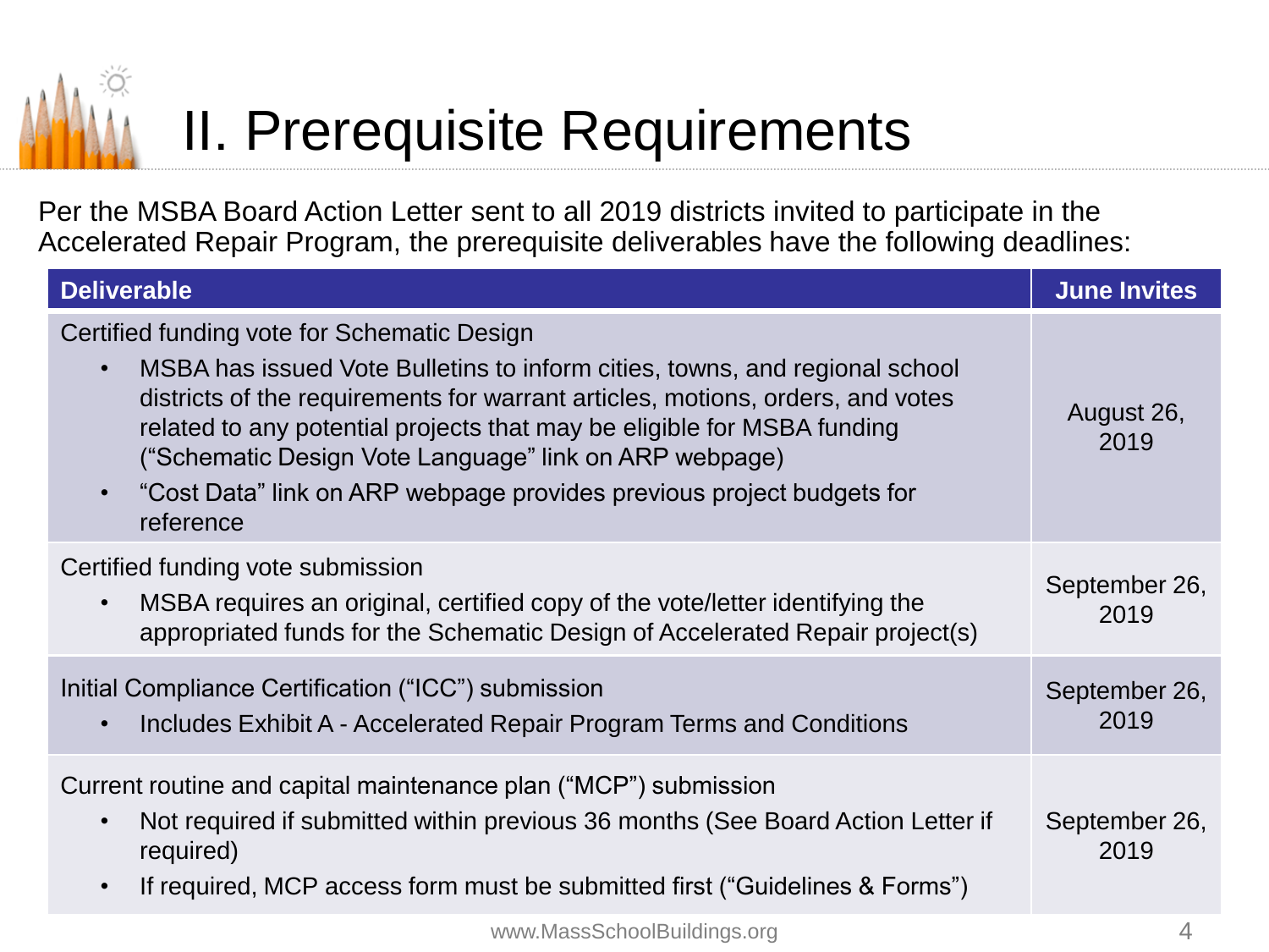# II. Prerequisite Requirements

Per the MSBA Board Action Letter sent to all 2019 districts invited to participate in the Accelerated Repair Program, the prerequisite deliverables have the following deadlines:

| Deliverable | June Invites |
|---|---|
| Certified funding vote for Schematic Design<br>• MSBA has issued Vote Bulletins to inform cities, towns, and regional school districts of the requirements for warrant articles, motions, orders, and votes related to any potential projects that may be eligible for MSBA funding ("Schematic Design Vote Language" link on ARP webpage)<br>• "Cost Data" link on ARP webpage provides previous project budgets for reference | August 26, 2019 |
| Certified funding vote submission<br>• MSBA requires an original, certified copy of the vote/letter identifying the appropriated funds for the Schematic Design of Accelerated Repair project(s) | September 26, 2019 |
| Initial Compliance Certification ("ICC") submission<br>• Includes Exhibit A - Accelerated Repair Program Terms and Conditions | September 26, 2019 |
| Current routine and capital maintenance plan ("MCP") submission<br>• Not required if submitted within previous 36 months (See Board Action Letter if required)<br>• If required, MCP access form must be submitted first ("Guidelines & Forms") | September 26, 2019 |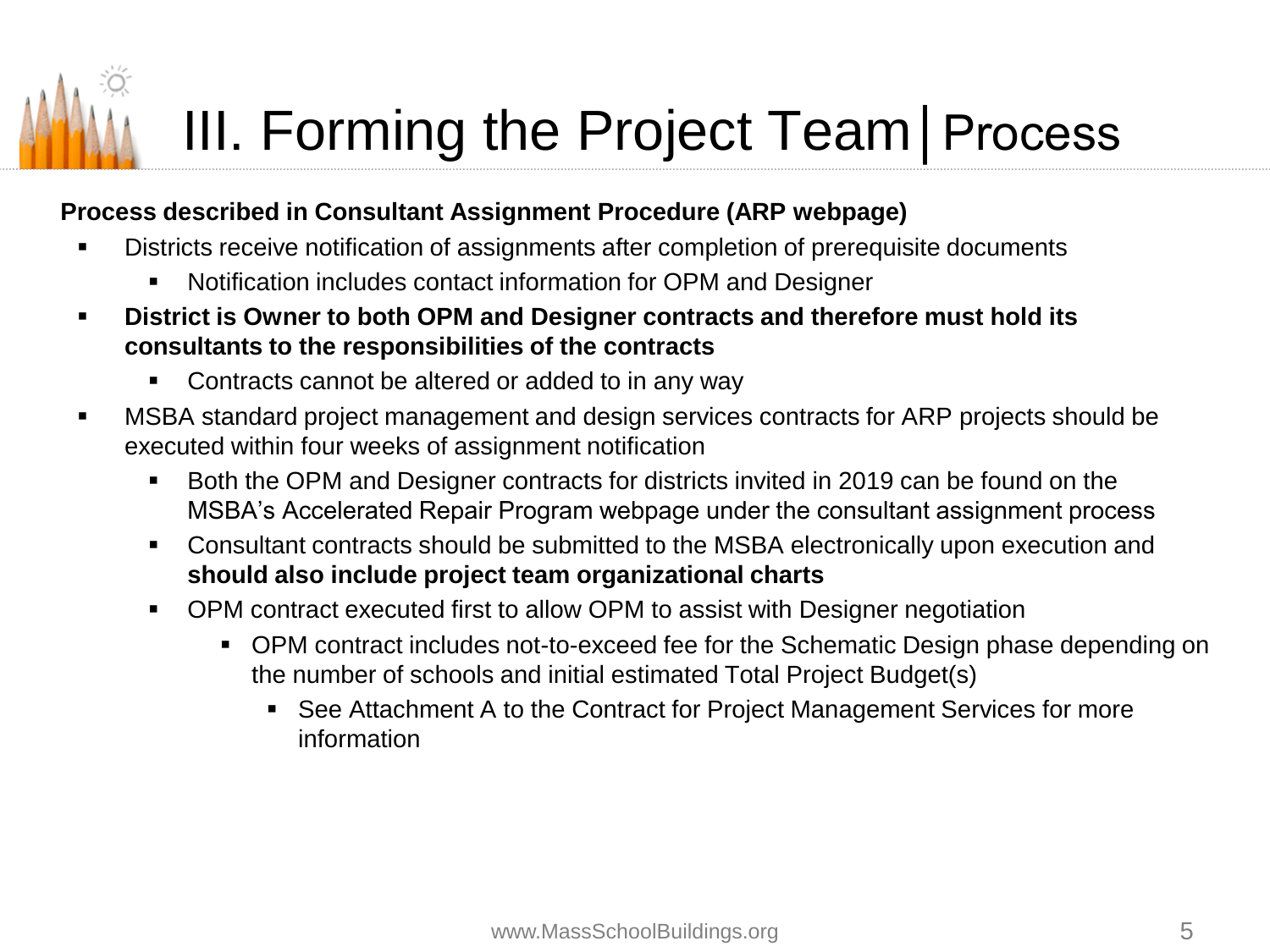# III. Forming the Project Team | Process

**Process described in Consultant Assignment Procedure (ARP webpage)**

- Districts receive notification of assignments after completion of prerequisite documents
  - Notification includes contact information for OPM and Designer
- **District is Owner to both OPM and Designer contracts and therefore must hold its consultants to the responsibilities of the contracts**
  - Contracts cannot be altered or added to in any way
- MSBA standard project management and design services contracts for ARP projects should be executed within four weeks of assignment notification
  - Both the OPM and Designer contracts for districts invited in 2019 can be found on the MSBA's Accelerated Repair Program webpage under the consultant assignment process
  - Consultant contracts should be submitted to the MSBA electronically upon execution and **should also include project team organizational charts**
  - OPM contract executed first to allow OPM to assist with Designer negotiation
    - OPM contract includes not-to-exceed fee for the Schematic Design phase depending on the number of schools and initial estimated Total Project Budget(s)
      - See Attachment A to the Contract for Project Management Services for more information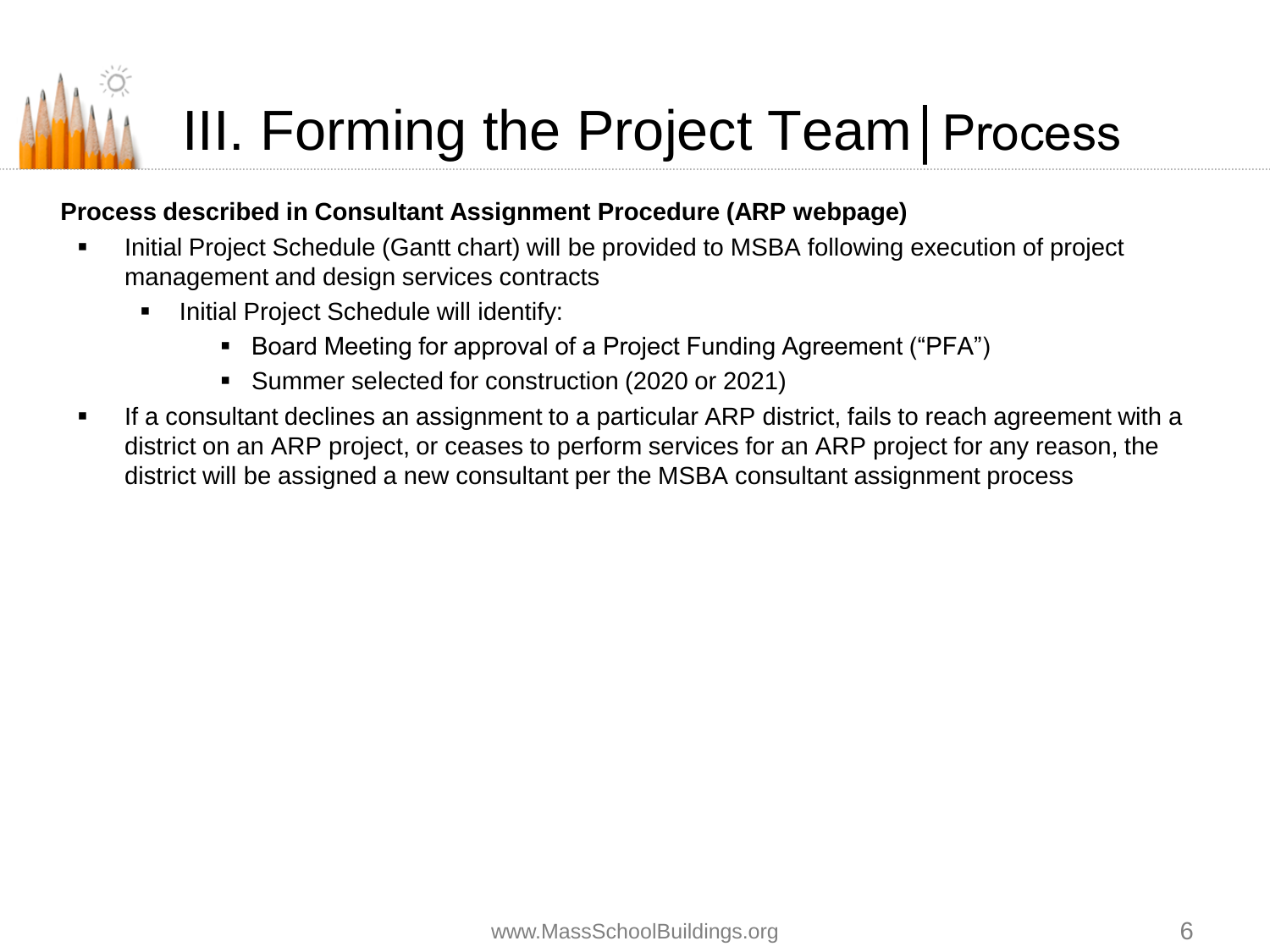# III. Forming the Project Team | Process

**Process described in Consultant Assignment Procedure (ARP webpage)**

- Initial Project Schedule (Gantt chart) will be provided to MSBA following execution of project management and design services contracts
  - Initial Project Schedule will identify:
    - Board Meeting for approval of a Project Funding Agreement ("PFA")
    - Summer selected for construction (2020 or 2021)
- If a consultant declines an assignment to a particular ARP district, fails to reach agreement with a district on an ARP project, or ceases to perform services for an ARP project for any reason, the district will be assigned a new consultant per the MSBA consultant assignment process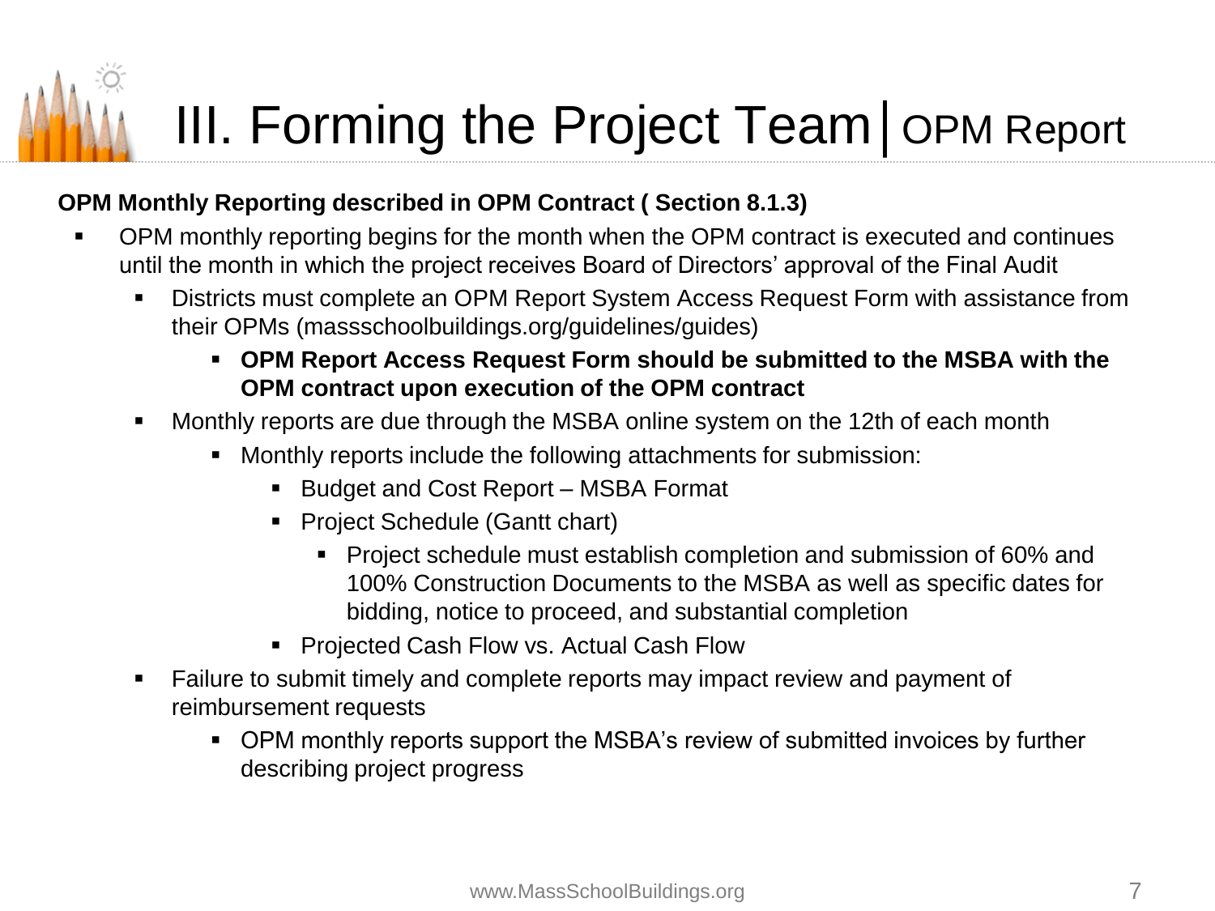# III. Forming the Project Team | OPM Report

**OPM Monthly Reporting described in OPM Contract ( Section 8.1.3)**

- OPM monthly reporting begins for the month when the OPM contract is executed and continues until the month in which the project receives Board of Directors' approval of the Final Audit
  - Districts must complete an OPM Report System Access Request Form with assistance from their OPMs (massschoolbuildings.org/guidelines/guides)
    - **OPM Report Access Request Form should be submitted to the MSBA with the OPM contract upon execution of the OPM contract**
  - Monthly reports are due through the MSBA online system on the 12th of each month
    - Monthly reports include the following attachments for submission:
      - Budget and Cost Report – MSBA Format
      - Project Schedule (Gantt chart)
        - Project schedule must establish completion and submission of 60% and 100% Construction Documents to the MSBA as well as specific dates for bidding, notice to proceed, and substantial completion
      - Projected Cash Flow vs. Actual Cash Flow
  - Failure to submit timely and complete reports may impact review and payment of reimbursement requests
    - OPM monthly reports support the MSBA's review of submitted invoices by further describing project progress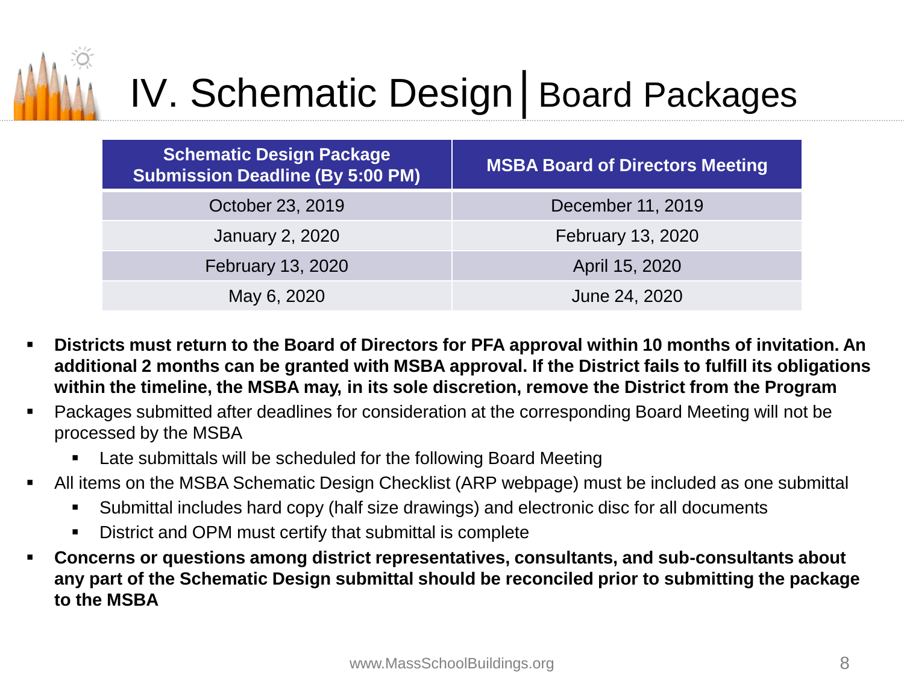# IV. Schematic Design | Board Packages

| Schematic Design Package Submission Deadline (By 5:00 PM) | MSBA Board of Directors Meeting |
| --- | --- |
| October 23, 2019 | December 11, 2019 |
| January 2, 2020 | February 13, 2020 |
| February 13, 2020 | April 15, 2020 |
| May 6, 2020 | June 24, 2020 |

- **Districts must return to the Board of Directors for PFA approval within 10 months of invitation. An additional 2 months can be granted with MSBA approval. If the District fails to fulfill its obligations within the timeline, the MSBA may, in its sole discretion, remove the District from the Program**
- Packages submitted after deadlines for consideration at the corresponding Board Meeting will not be processed by the MSBA
  - Late submittals will be scheduled for the following Board Meeting
- All items on the MSBA Schematic Design Checklist (ARP webpage) must be included as one submittal
  - Submittal includes hard copy (half size drawings) and electronic disc for all documents
  - District and OPM must certify that submittal is complete
- **Concerns or questions among district representatives, consultants, and sub-consultants about any part of the Schematic Design submittal should be reconciled prior to submitting the package to the MSBA**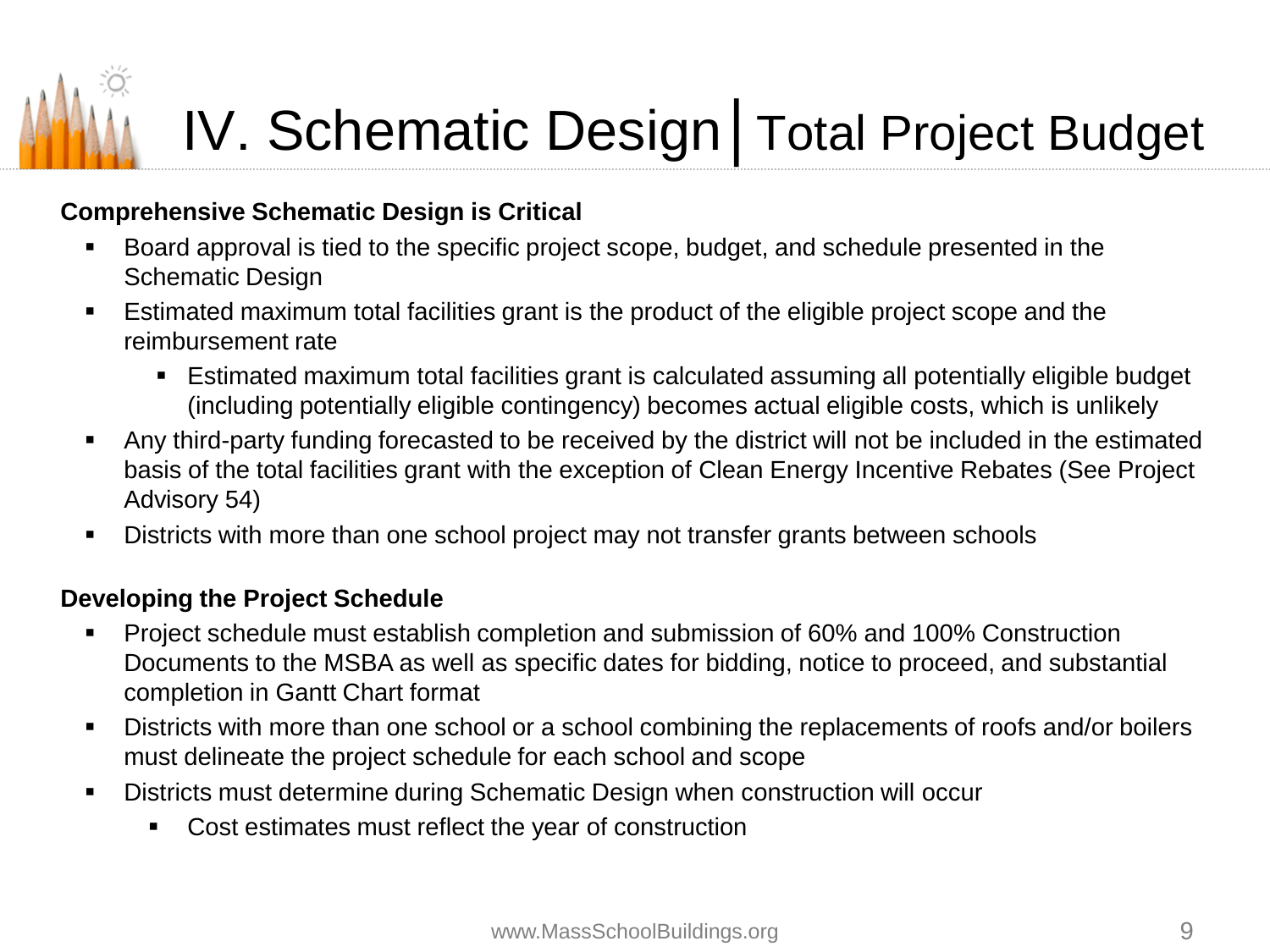# IV. Schematic Design | Total Project Budget

**Comprehensive Schematic Design is Critical**

- Board approval is tied to the specific project scope, budget, and schedule presented in the Schematic Design
- Estimated maximum total facilities grant is the product of the eligible project scope and the reimbursement rate
  - Estimated maximum total facilities grant is calculated assuming all potentially eligible budget (including potentially eligible contingency) becomes actual eligible costs, which is unlikely
- Any third-party funding forecasted to be received by the district will not be included in the estimated basis of the total facilities grant with the exception of Clean Energy Incentive Rebates (See Project Advisory 54)
- Districts with more than one school project may not transfer grants between schools

**Developing the Project Schedule**

- Project schedule must establish completion and submission of 60% and 100% Construction Documents to the MSBA as well as specific dates for bidding, notice to proceed, and substantial completion in Gantt Chart format
- Districts with more than one school or a school combining the replacements of roofs and/or boilers must delineate the project schedule for each school and scope
- Districts must determine during Schematic Design when construction will occur
  - Cost estimates must reflect the year of construction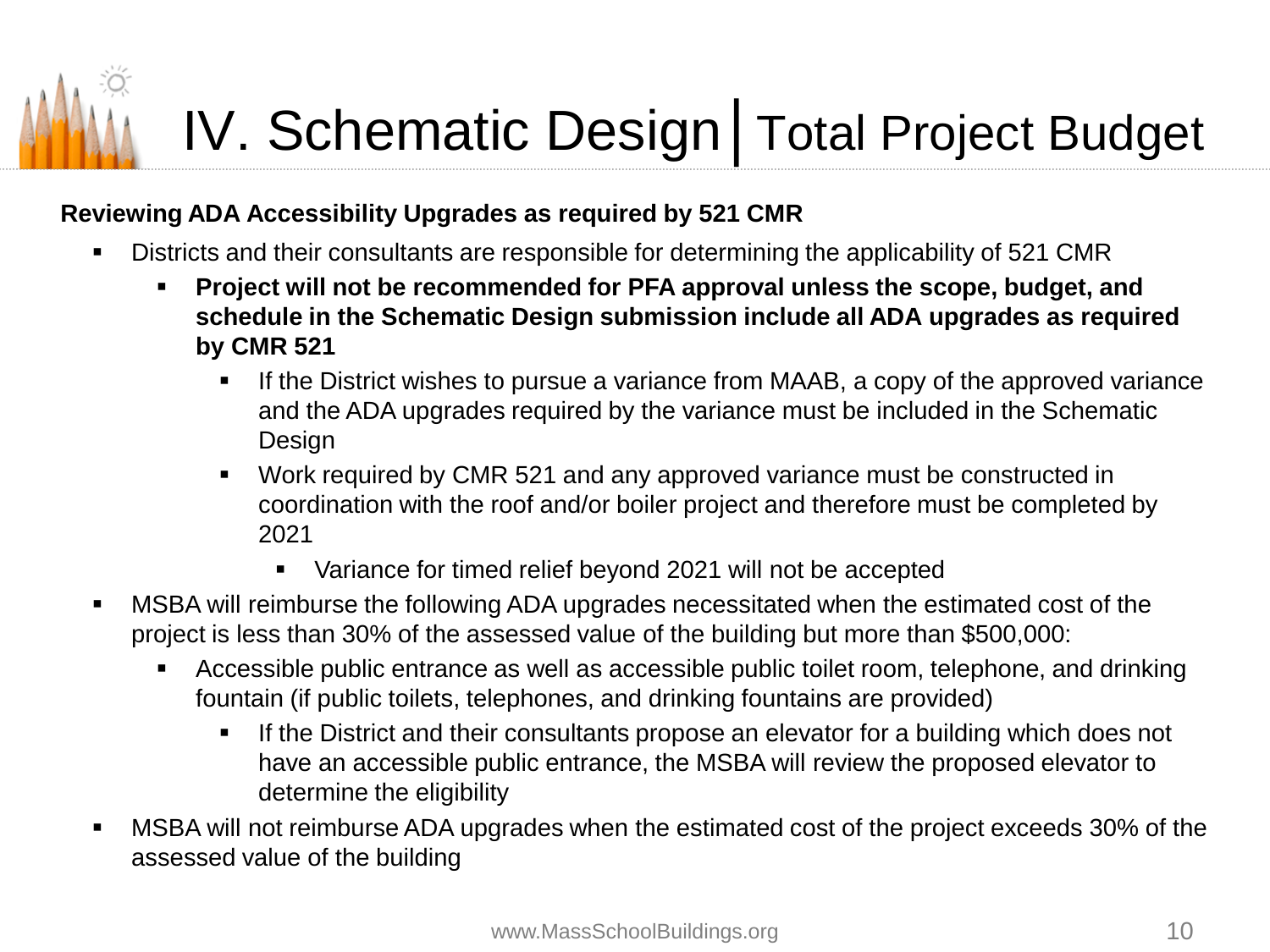# IV. Schematic Design | Total Project Budget

**Reviewing ADA Accessibility Upgrades as required by 521 CMR**

- Districts and their consultants are responsible for determining the applicability of 521 CMR
  - **Project will not be recommended for PFA approval unless the scope, budget, and schedule in the Schematic Design submission include all ADA upgrades as required by CMR 521**
    - If the District wishes to pursue a variance from MAAB, a copy of the approved variance and the ADA upgrades required by the variance must be included in the Schematic Design
    - Work required by CMR 521 and any approved variance must be constructed in coordination with the roof and/or boiler project and therefore must be completed by 2021
      - Variance for timed relief beyond 2021 will not be accepted
- MSBA will reimburse the following ADA upgrades necessitated when the estimated cost of the project is less than 30% of the assessed value of the building but more than $500,000:
  - Accessible public entrance as well as accessible public toilet room, telephone, and drinking fountain (if public toilets, telephones, and drinking fountains are provided)
    - If the District and their consultants propose an elevator for a building which does not have an accessible public entrance, the MSBA will review the proposed elevator to determine the eligibility
- MSBA will not reimburse ADA upgrades when the estimated cost of the project exceeds 30% of the assessed value of the building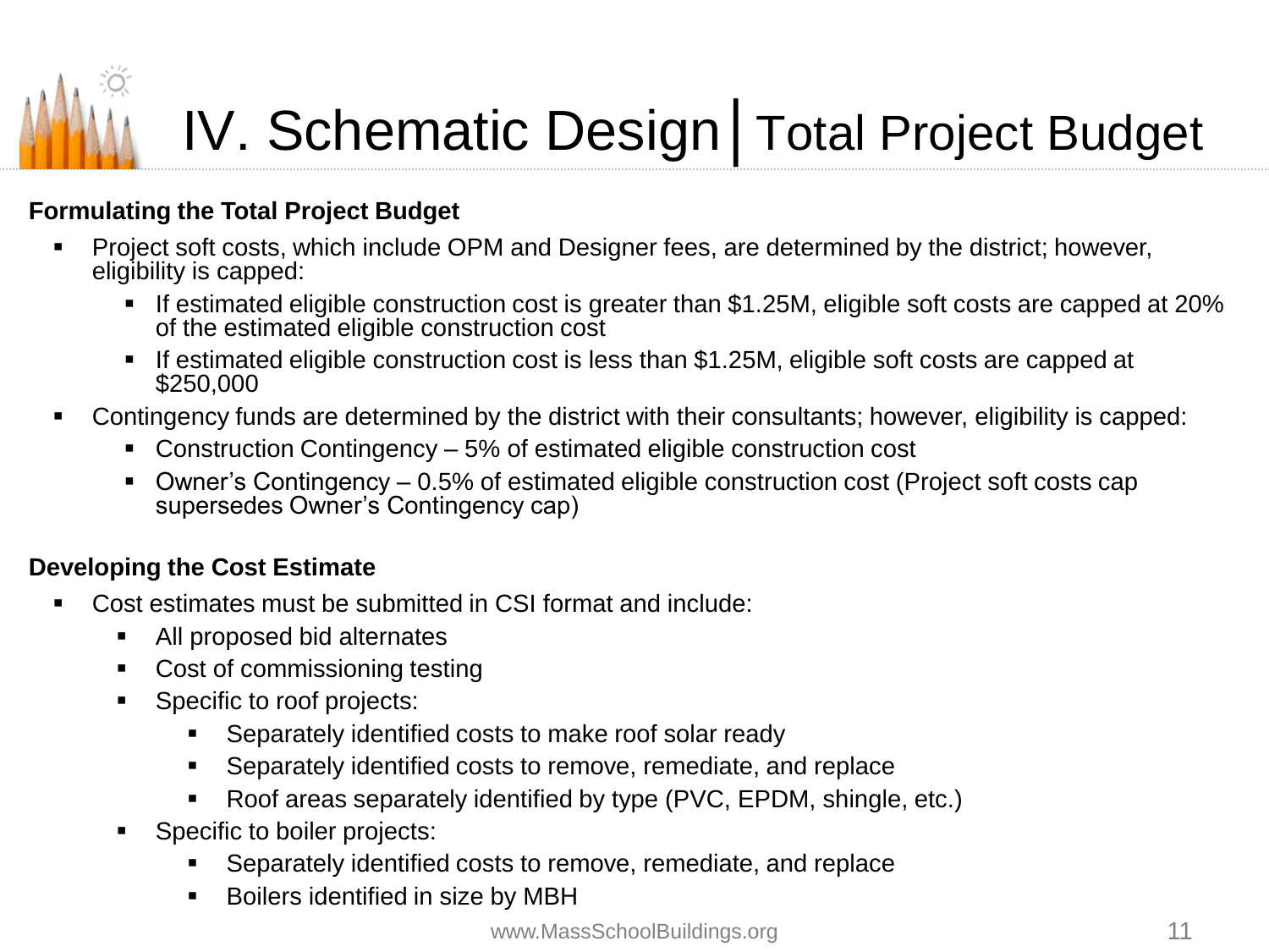# IV. Schematic Design | Total Project Budget

**Formulating the Total Project Budget**

- Project soft costs, which include OPM and Designer fees, are determined by the district; however, eligibility is capped:
  - If estimated eligible construction cost is greater than $1.25M, eligible soft costs are capped at 20% of the estimated eligible construction cost
  - If estimated eligible construction cost is less than $1.25M, eligible soft costs are capped at $250,000
- Contingency funds are determined by the district with their consultants; however, eligibility is capped:
  - Construction Contingency – 5% of estimated eligible construction cost
  - Owner's Contingency – 0.5% of estimated eligible construction cost (Project soft costs cap supersedes Owner's Contingency cap)

**Developing the Cost Estimate**

- Cost estimates must be submitted in CSI format and include:
  - All proposed bid alternates
  - Cost of commissioning testing
  - Specific to roof projects:
    - Separately identified costs to make roof solar ready
    - Separately identified costs to remove, remediate, and replace
    - Roof areas separately identified by type (PVC, EPDM, shingle, etc.)
  - Specific to boiler projects:
    - Separately identified costs to remove, remediate, and replace
    - Boilers identified in size by MBH

www.MassSchoolBuildings.org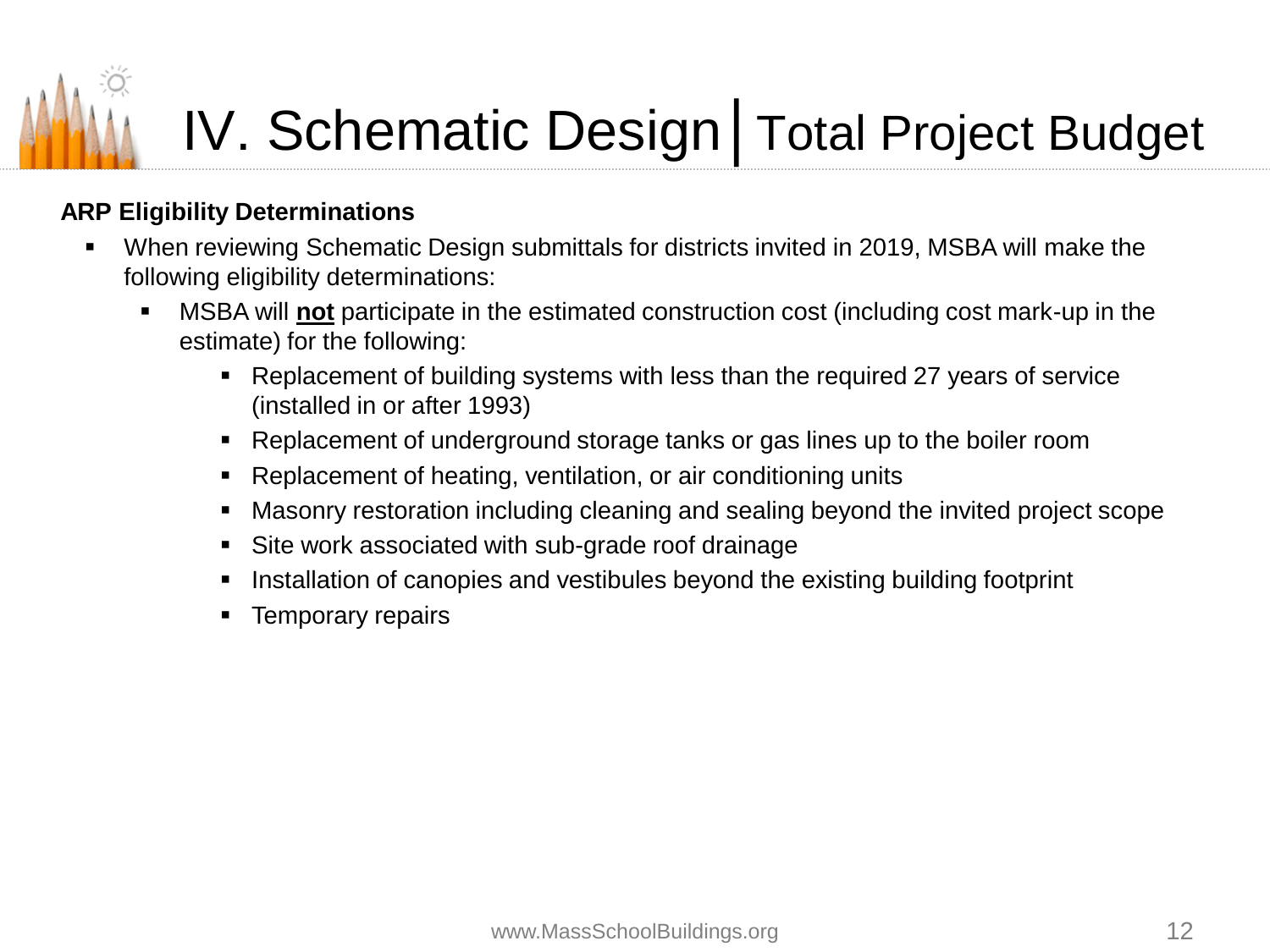# IV. Schematic Design | Total Project Budget

**ARP Eligibility Determinations**

- When reviewing Schematic Design submittals for districts invited in 2019, MSBA will make the following eligibility determinations:
  - MSBA will **not** participate in the estimated construction cost (including cost mark-up in the estimate) for the following:
    - Replacement of building systems with less than the required 27 years of service (installed in or after 1993)
    - Replacement of underground storage tanks or gas lines up to the boiler room
    - Replacement of heating, ventilation, or air conditioning units
    - Masonry restoration including cleaning and sealing beyond the invited project scope
    - Site work associated with sub-grade roof drainage
    - Installation of canopies and vestibules beyond the existing building footprint
    - Temporary repairs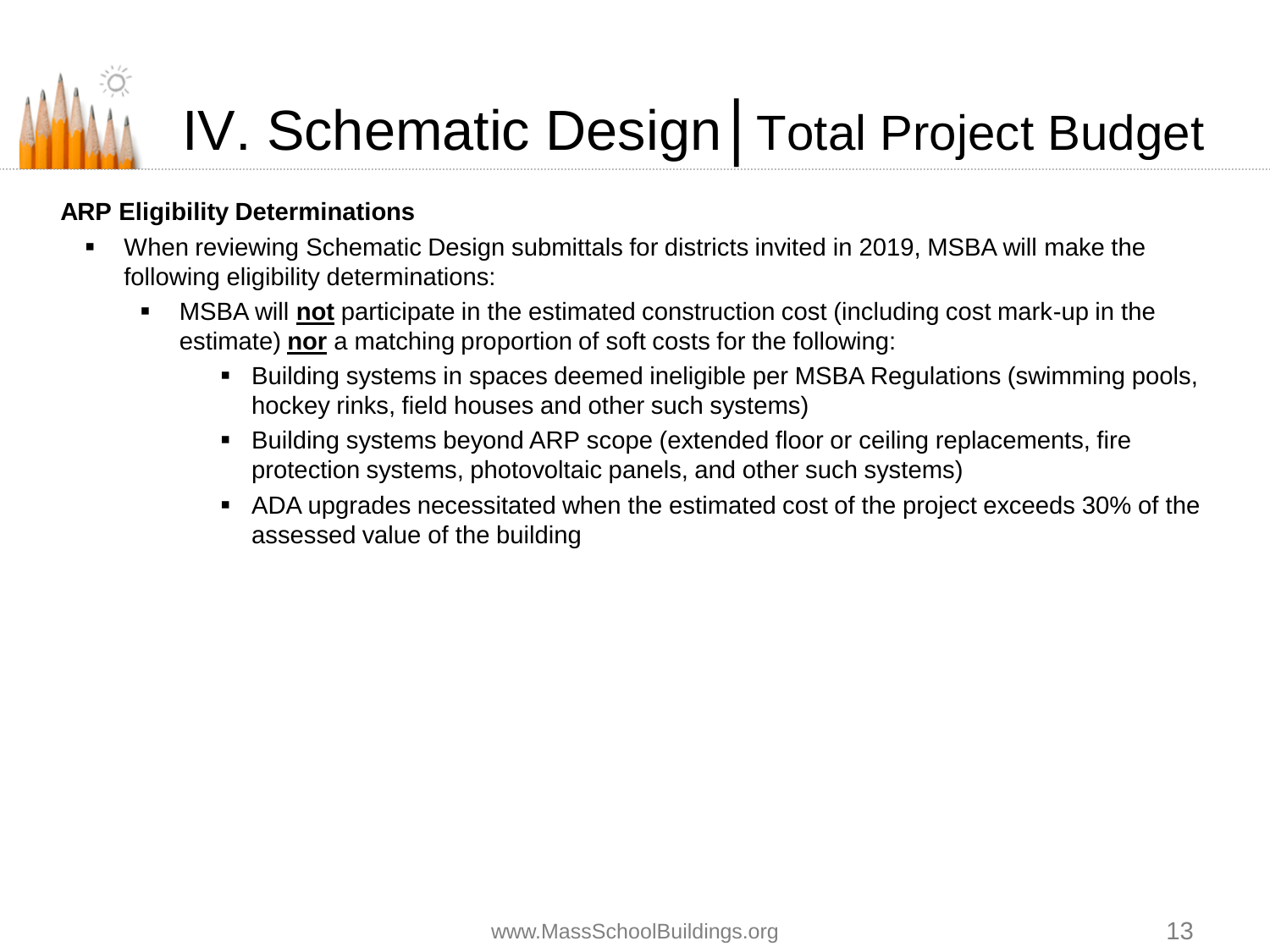# IV. Schematic Design | Total Project Budget

**ARP Eligibility Determinations**

- When reviewing Schematic Design submittals for districts invited in 2019, MSBA will make the following eligibility determinations:
  - MSBA will **<u>not</u>** participate in the estimated construction cost (including cost mark-up in the estimate) **<u>nor</u>** a matching proportion of soft costs for the following:
    - Building systems in spaces deemed ineligible per MSBA Regulations (swimming pools, hockey rinks, field houses and other such systems)
    - Building systems beyond ARP scope (extended floor or ceiling replacements, fire protection systems, photovoltaic panels, and other such systems)
    - ADA upgrades necessitated when the estimated cost of the project exceeds 30% of the assessed value of the building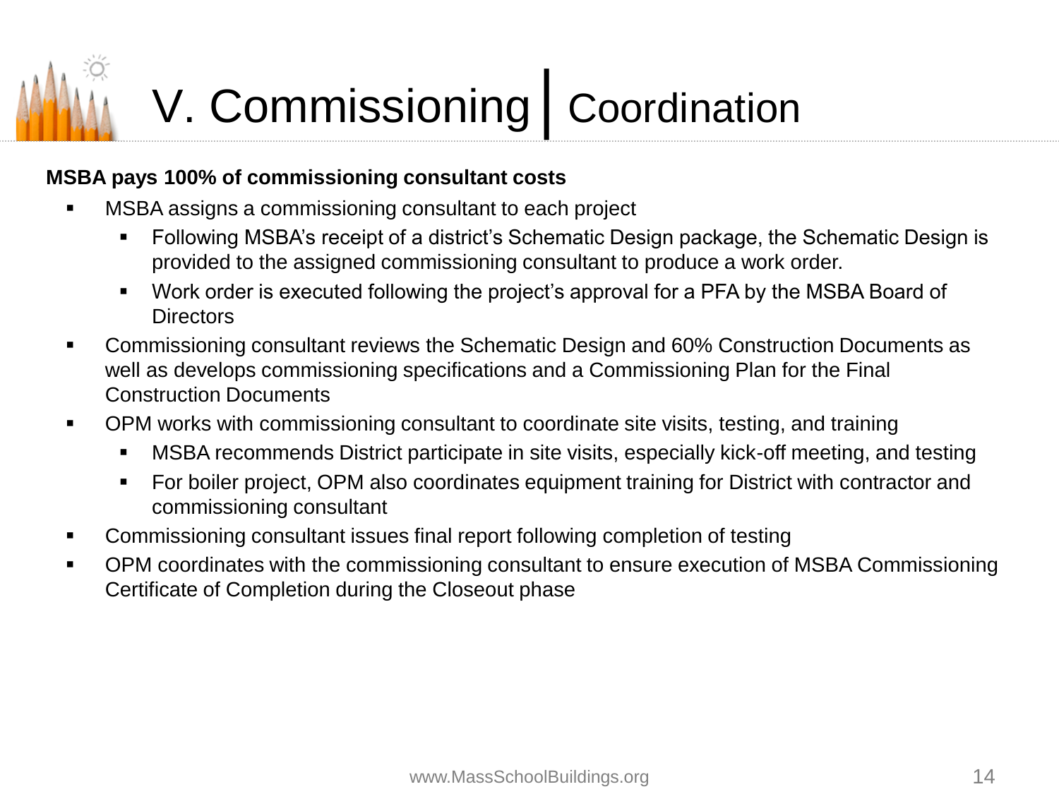# V. Commissioning | Coordination

**MSBA pays 100% of commissioning consultant costs**

- MSBA assigns a commissioning consultant to each project
  - Following MSBA's receipt of a district's Schematic Design package, the Schematic Design is provided to the assigned commissioning consultant to produce a work order.
  - Work order is executed following the project's approval for a PFA by the MSBA Board of Directors
- Commissioning consultant reviews the Schematic Design and 60% Construction Documents as well as develops commissioning specifications and a Commissioning Plan for the Final Construction Documents
- OPM works with commissioning consultant to coordinate site visits, testing, and training
  - MSBA recommends District participate in site visits, especially kick-off meeting, and testing
  - For boiler project, OPM also coordinates equipment training for District with contractor and commissioning consultant
- Commissioning consultant issues final report following completion of testing
- OPM coordinates with the commissioning consultant to ensure execution of MSBA Commissioning Certificate of Completion during the Closeout phase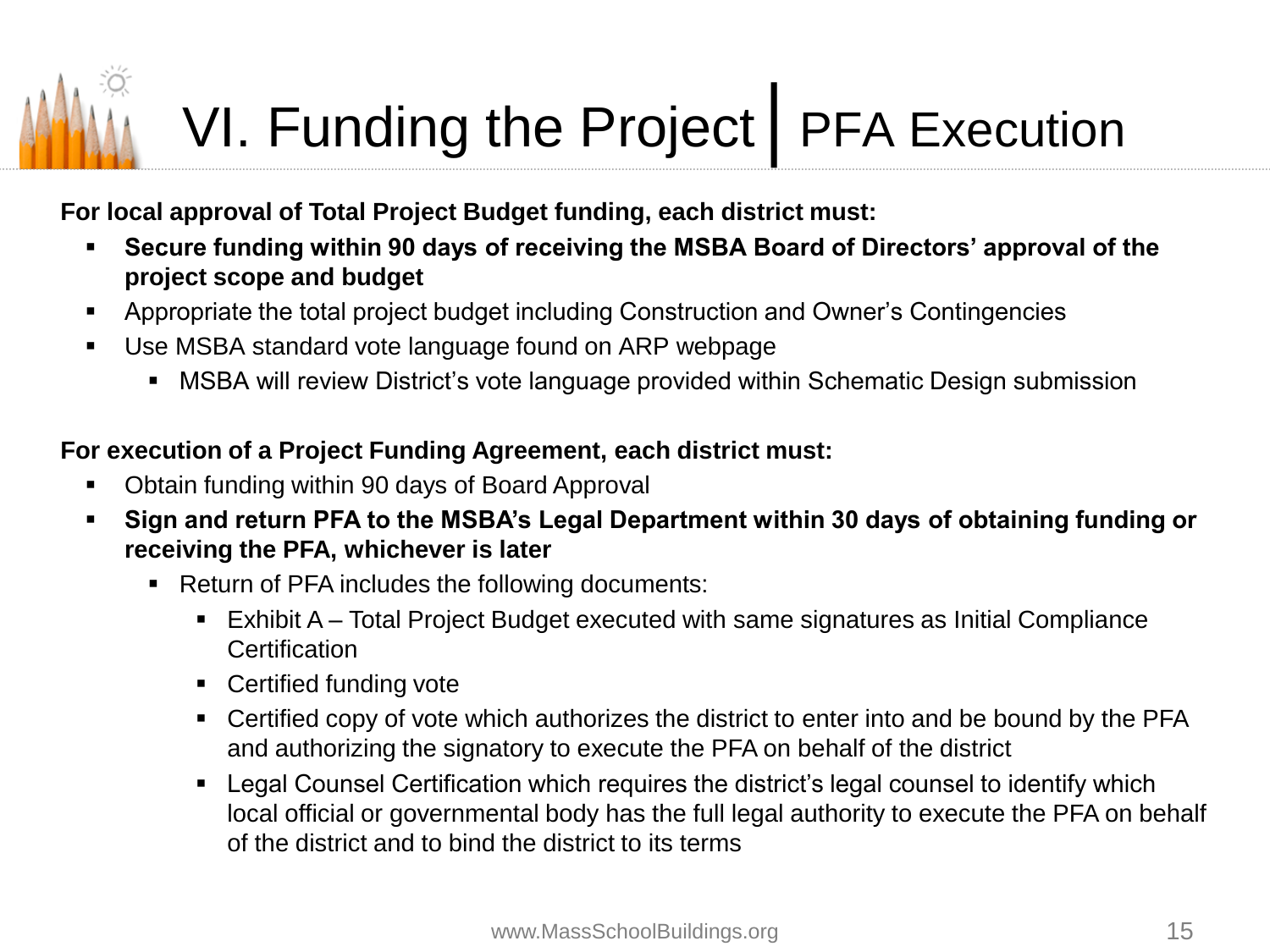# VI. Funding the Project | PFA Execution

**For local approval of Total Project Budget funding, each district must:**

- **Secure funding within 90 days of receiving the MSBA Board of Directors' approval of the project scope and budget**
- Appropriate the total project budget including Construction and Owner's Contingencies
- Use MSBA standard vote language found on ARP webpage
  - MSBA will review District's vote language provided within Schematic Design submission

**For execution of a Project Funding Agreement, each district must:**

- Obtain funding within 90 days of Board Approval
- **Sign and return PFA to the MSBA's Legal Department within 30 days of obtaining funding or receiving the PFA, whichever is later**
  - Return of PFA includes the following documents:
    - Exhibit A – Total Project Budget executed with same signatures as Initial Compliance Certification
    - Certified funding vote
    - Certified copy of vote which authorizes the district to enter into and be bound by the PFA and authorizing the signatory to execute the PFA on behalf of the district
    - Legal Counsel Certification which requires the district's legal counsel to identify which local official or governmental body has the full legal authority to execute the PFA on behalf of the district and to bind the district to its terms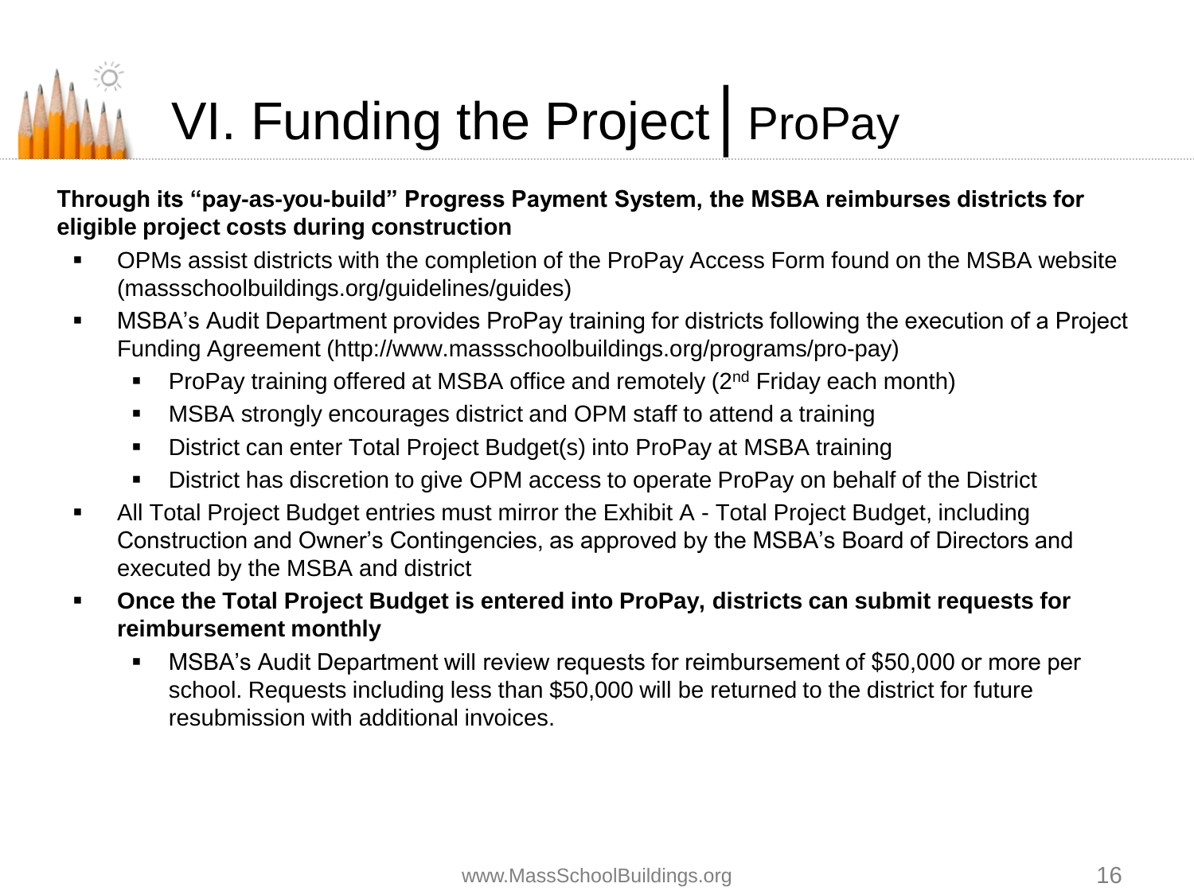# VI. Funding the Project | ProPay

**Through its "pay-as-you-build" Progress Payment System, the MSBA reimburses districts for eligible project costs during construction**

- OPMs assist districts with the completion of the ProPay Access Form found on the MSBA website (massschoolbuildings.org/guidelines/guides)
- MSBA's Audit Department provides ProPay training for districts following the execution of a Project Funding Agreement (http://www.massschoolbuildings.org/programs/pro-pay)
  - ProPay training offered at MSBA office and remotely (2nd Friday each month)
  - MSBA strongly encourages district and OPM staff to attend a training
  - District can enter Total Project Budget(s) into ProPay at MSBA training
  - District has discretion to give OPM access to operate ProPay on behalf of the District
- All Total Project Budget entries must mirror the Exhibit A - Total Project Budget, including Construction and Owner's Contingencies, as approved by the MSBA's Board of Directors and executed by the MSBA and district
- **Once the Total Project Budget is entered into ProPay, districts can submit requests for reimbursement monthly**
  - MSBA's Audit Department will review requests for reimbursement of $50,000 or more per school. Requests including less than $50,000 will be returned to the district for future resubmission with additional invoices.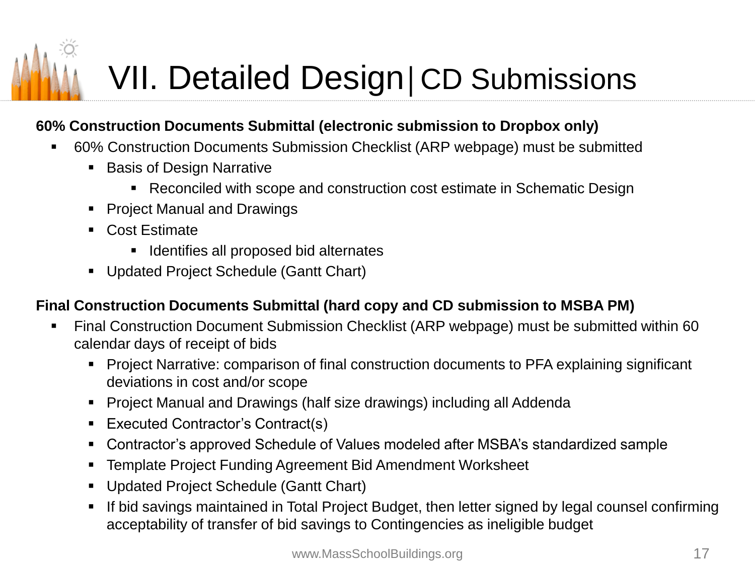# VII. Detailed Design | CD Submissions

**60% Construction Documents Submittal (electronic submission to Dropbox only)**

- 60% Construction Documents Submission Checklist (ARP webpage) must be submitted
  - Basis of Design Narrative
    - Reconciled with scope and construction cost estimate in Schematic Design
  - Project Manual and Drawings
  - Cost Estimate
    - Identifies all proposed bid alternates
  - Updated Project Schedule (Gantt Chart)

**Final Construction Documents Submittal (hard copy and CD submission to MSBA PM)**

- Final Construction Document Submission Checklist (ARP webpage) must be submitted within 60 calendar days of receipt of bids
  - Project Narrative: comparison of final construction documents to PFA explaining significant deviations in cost and/or scope
  - Project Manual and Drawings (half size drawings) including all Addenda
  - Executed Contractor's Contract(s)
  - Contractor's approved Schedule of Values modeled after MSBA's standardized sample
  - Template Project Funding Agreement Bid Amendment Worksheet
  - Updated Project Schedule (Gantt Chart)
  - If bid savings maintained in Total Project Budget, then letter signed by legal counsel confirming acceptability of transfer of bid savings to Contingencies as ineligible budget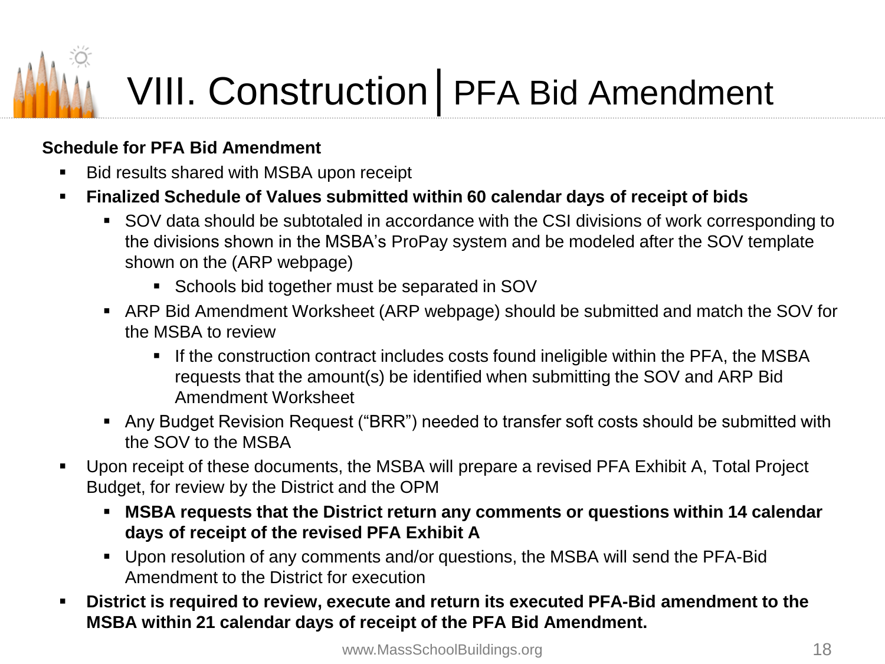# VIII. Construction | PFA Bid Amendment

**Schedule for PFA Bid Amendment**

- Bid results shared with MSBA upon receipt
- **Finalized Schedule of Values submitted within 60 calendar days of receipt of bids**
  - SOV data should be subtotaled in accordance with the CSI divisions of work corresponding to the divisions shown in the MSBA's ProPay system and be modeled after the SOV template shown on the (ARP webpage)
    - Schools bid together must be separated in SOV
  - ARP Bid Amendment Worksheet (ARP webpage) should be submitted and match the SOV for the MSBA to review
    - If the construction contract includes costs found ineligible within the PFA, the MSBA requests that the amount(s) be identified when submitting the SOV and ARP Bid Amendment Worksheet
  - Any Budget Revision Request ("BRR") needed to transfer soft costs should be submitted with the SOV to the MSBA
- Upon receipt of these documents, the MSBA will prepare a revised PFA Exhibit A, Total Project Budget, for review by the District and the OPM
  - **MSBA requests that the District return any comments or questions within 14 calendar days of receipt of the revised PFA Exhibit A**
  - Upon resolution of any comments and/or questions, the MSBA will send the PFA-Bid Amendment to the District for execution
- **District is required to review, execute and return its executed PFA-Bid amendment to the MSBA within 21 calendar days of receipt of the PFA Bid Amendment.**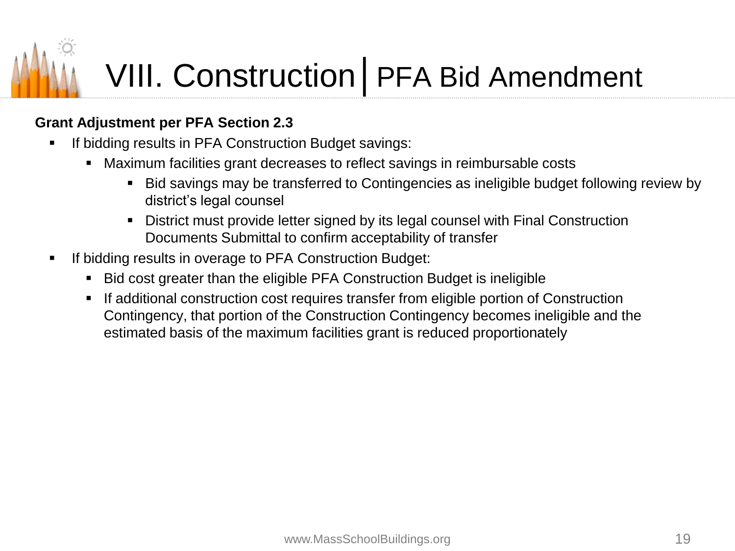# VIII. Construction | PFA Bid Amendment

**Grant Adjustment per PFA Section 2.3**

- If bidding results in PFA Construction Budget savings:
  - Maximum facilities grant decreases to reflect savings in reimbursable costs
    - Bid savings may be transferred to Contingencies as ineligible budget following review by district's legal counsel
    - District must provide letter signed by its legal counsel with Final Construction Documents Submittal to confirm acceptability of transfer
- If bidding results in overage to PFA Construction Budget:
  - Bid cost greater than the eligible PFA Construction Budget is ineligible
  - If additional construction cost requires transfer from eligible portion of Construction Contingency, that portion of the Construction Contingency becomes ineligible and the estimated basis of the maximum facilities grant is reduced proportionately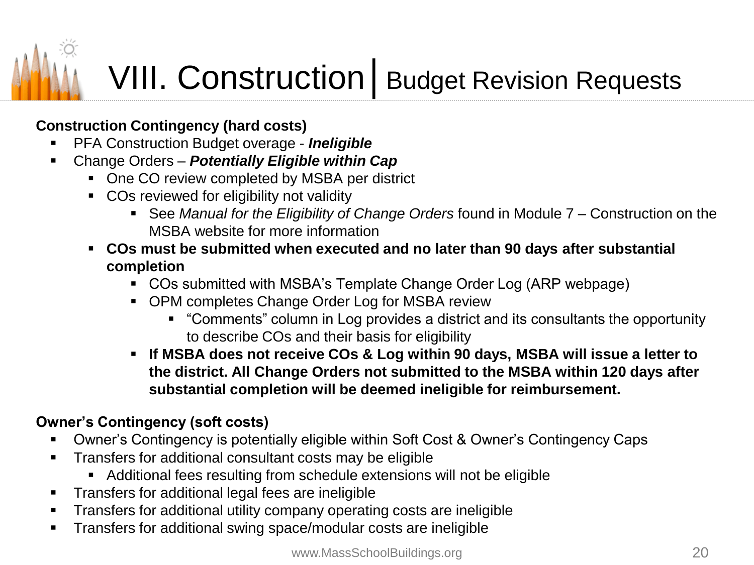# VIII. Construction | Budget Revision Requests

**Construction Contingency (hard costs)**

- PFA Construction Budget overage - ***Ineligible***
- Change Orders – ***Potentially Eligible within Cap***
  - One CO review completed by MSBA per district
  - COs reviewed for eligibility not validity
    - See *Manual for the Eligibility of Change Orders* found in Module 7 – Construction on the MSBA website for more information
  - **COs must be submitted when executed and no later than 90 days after substantial completion**
    - COs submitted with MSBA's Template Change Order Log (ARP webpage)
    - OPM completes Change Order Log for MSBA review
      - "Comments" column in Log provides a district and its consultants the opportunity to describe COs and their basis for eligibility
    - **If MSBA does not receive COs & Log within 90 days, MSBA will issue a letter to the district. All Change Orders not submitted to the MSBA within 120 days after substantial completion will be deemed ineligible for reimbursement.**

**Owner's Contingency (soft costs)**

- Owner's Contingency is potentially eligible within Soft Cost & Owner's Contingency Caps
- Transfers for additional consultant costs may be eligible
  - Additional fees resulting from schedule extensions will not be eligible
- Transfers for additional legal fees are ineligible
- Transfers for additional utility company operating costs are ineligible
- Transfers for additional swing space/modular costs are ineligible

www.MassSchoolBuildings.org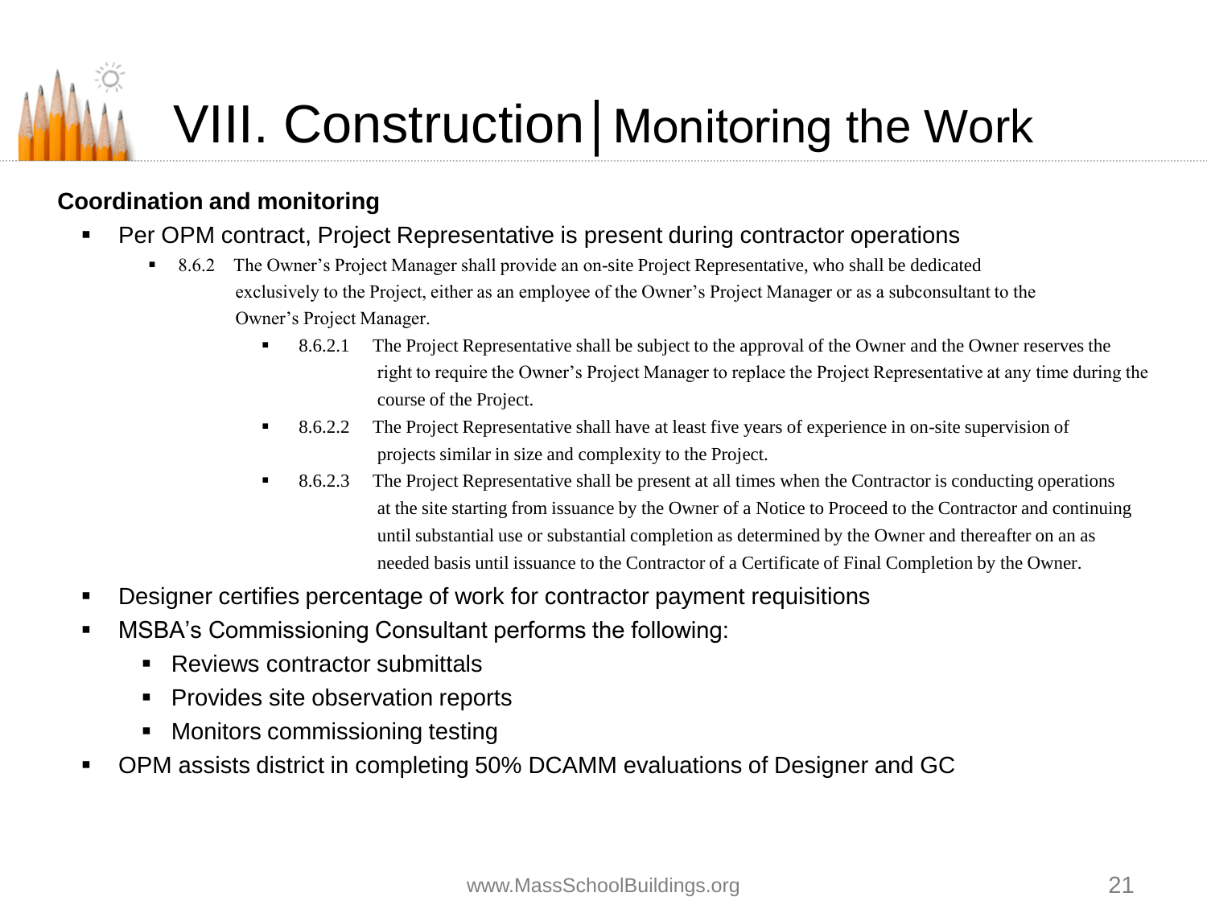# VIII. Construction | Monitoring the Work

**Coordination and monitoring**

- Per OPM contract, Project Representative is present during contractor operations
  - 8.6.2 The Owner's Project Manager shall provide an on-site Project Representative, who shall be dedicated exclusively to the Project, either as an employee of the Owner's Project Manager or as a subconsultant to the Owner's Project Manager.
    - 8.6.2.1 The Project Representative shall be subject to the approval of the Owner and the Owner reserves the right to require the Owner's Project Manager to replace the Project Representative at any time during the course of the Project.
    - 8.6.2.2 The Project Representative shall have at least five years of experience in on-site supervision of projects similar in size and complexity to the Project.
    - 8.6.2.3 The Project Representative shall be present at all times when the Contractor is conducting operations at the site starting from issuance by the Owner of a Notice to Proceed to the Contractor and continuing until substantial use or substantial completion as determined by the Owner and thereafter on an as needed basis until issuance to the Contractor of a Certificate of Final Completion by the Owner.
- Designer certifies percentage of work for contractor payment requisitions
- MSBA's Commissioning Consultant performs the following:
  - Reviews contractor submittals
  - Provides site observation reports
  - Monitors commissioning testing
- OPM assists district in completing 50% DCAMM evaluations of Designer and GC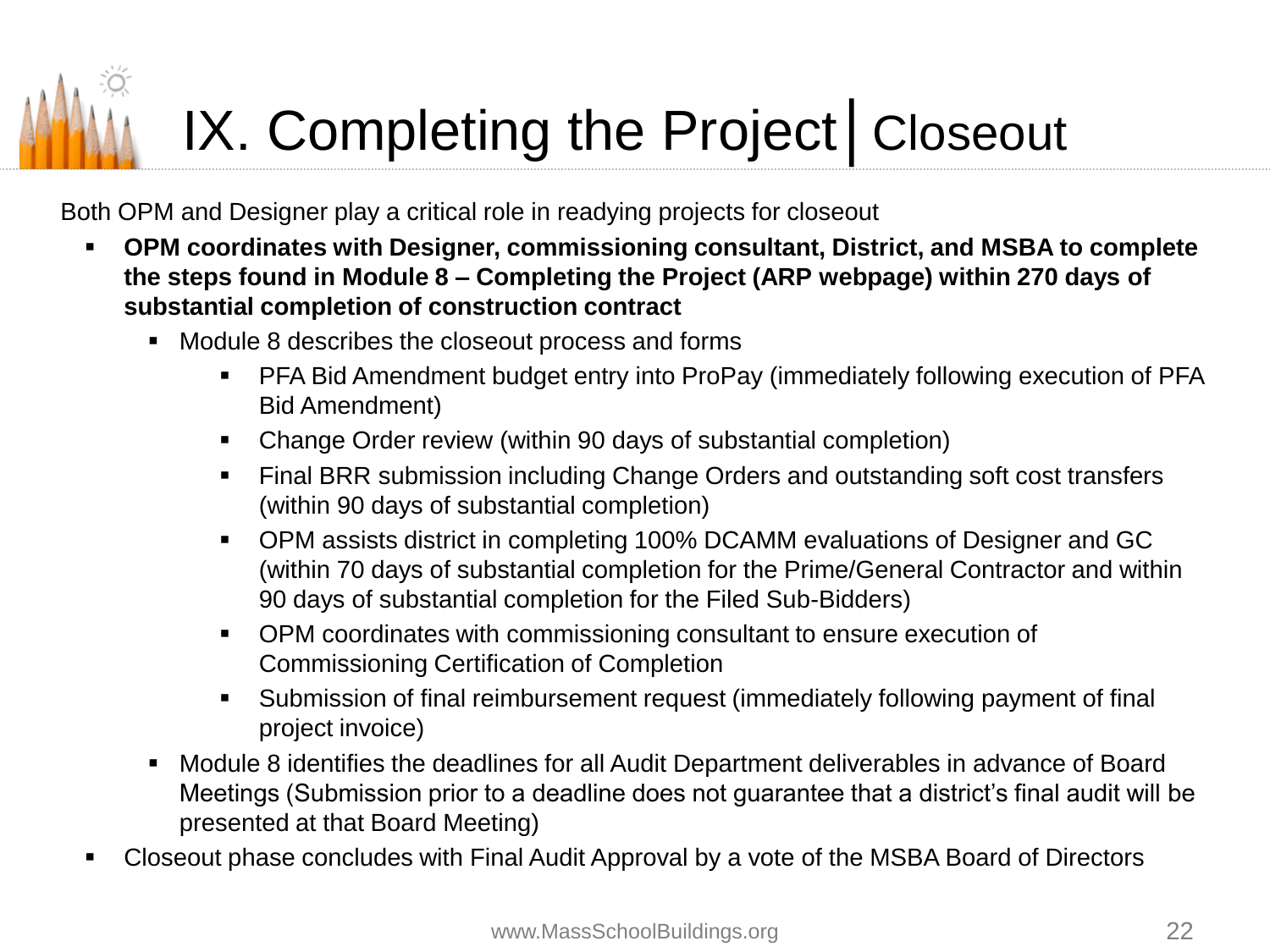# IX. Completing the Project | Closeout

Both OPM and Designer play a critical role in readying projects for closeout

- **OPM coordinates with Designer, commissioning consultant, District, and MSBA to complete the steps found in Module 8 – Completing the Project (ARP webpage) within 270 days of substantial completion of construction contract**
  - Module 8 describes the closeout process and forms
    - PFA Bid Amendment budget entry into ProPay (immediately following execution of PFA Bid Amendment)
    - Change Order review (within 90 days of substantial completion)
    - Final BRR submission including Change Orders and outstanding soft cost transfers (within 90 days of substantial completion)
    - OPM assists district in completing 100% DCAMM evaluations of Designer and GC (within 70 days of substantial completion for the Prime/General Contractor and within 90 days of substantial completion for the Filed Sub-Bidders)
    - OPM coordinates with commissioning consultant to ensure execution of Commissioning Certification of Completion
    - Submission of final reimbursement request (immediately following payment of final project invoice)
  - Module 8 identifies the deadlines for all Audit Department deliverables in advance of Board Meetings (Submission prior to a deadline does not guarantee that a district's final audit will be presented at that Board Meeting)
- Closeout phase concludes with Final Audit Approval by a vote of the MSBA Board of Directors